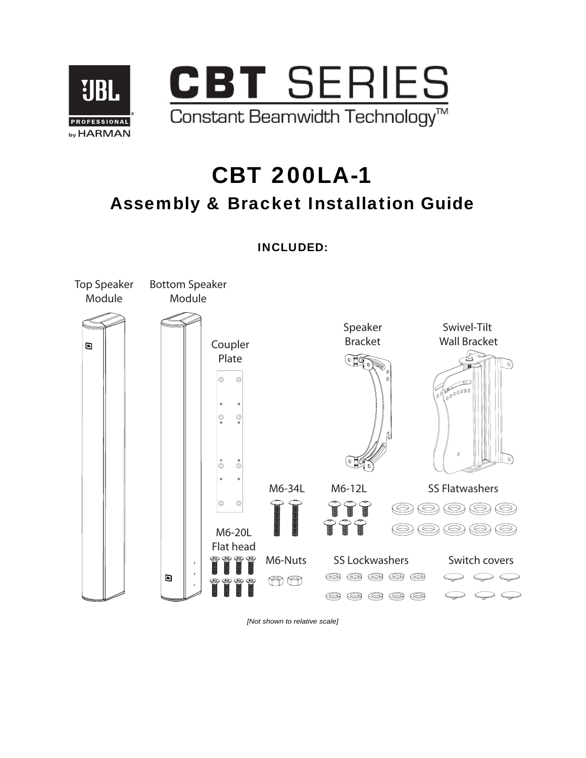JBL PROFESSIONAL by HARMAN

# CBT SERIES

Constant Beamwidth Technology™

# CBT 200LA-1

## Assembly & Bracket Installation Guide

**INCLUDED:**

Top Speaker Module

Bottom Speaker Module

Coupler Plate

Speaker Bracket

Swivel-Tilt Wall Bracket

M6-34L

M6-12L

SS Flatwashers

M6-20L Flat head

M6-Nuts

SS Lockwashers

Switch covers

*[Not shown to relative scale]*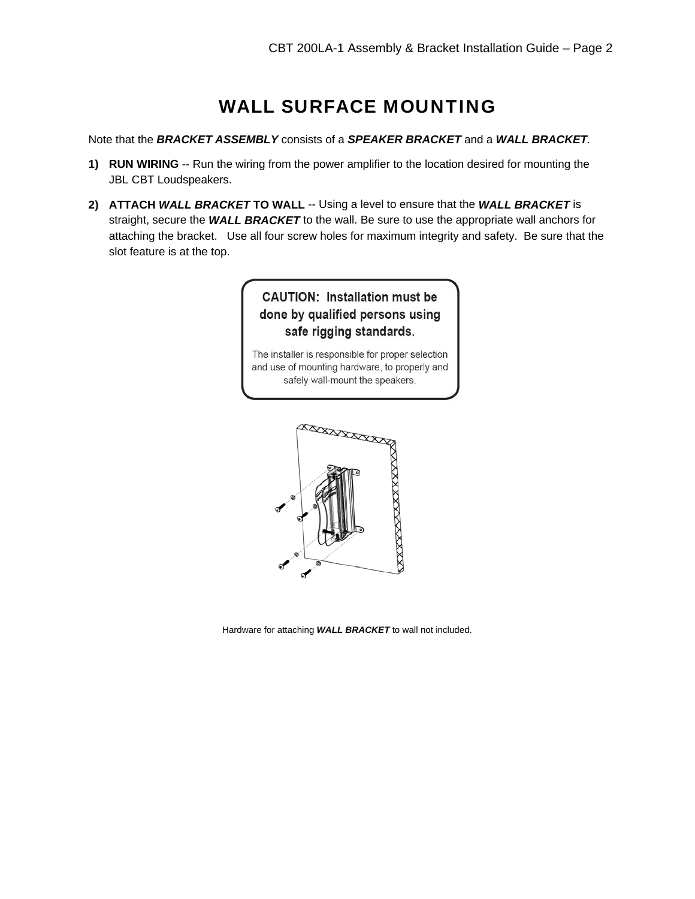# WALL SURFACE MOUNTING

Note that the ***BRACKET ASSEMBLY*** consists of a ***SPEAKER BRACKET*** and a ***WALL BRACKET***.

1) **RUN WIRING** -- Run the wiring from the power amplifier to the location desired for mounting the JBL CBT Loudspeakers.

2) **ATTACH *WALL BRACKET* TO WALL** -- Using a level to ensure that the ***WALL BRACKET*** is straight, secure the ***WALL BRACKET*** to the wall. Be sure to use the appropriate wall anchors for attaching the bracket. Use all four screw holes for maximum integrity and safety. Be sure that the slot feature is at the top.

**CAUTION: Installation must be done by qualified persons using safe rigging standards.**

The installer is responsible for proper selection and use of mounting hardware, to properly and safely wall-mount the speakers.

Hardware for attaching ***WALL BRACKET*** to wall not included.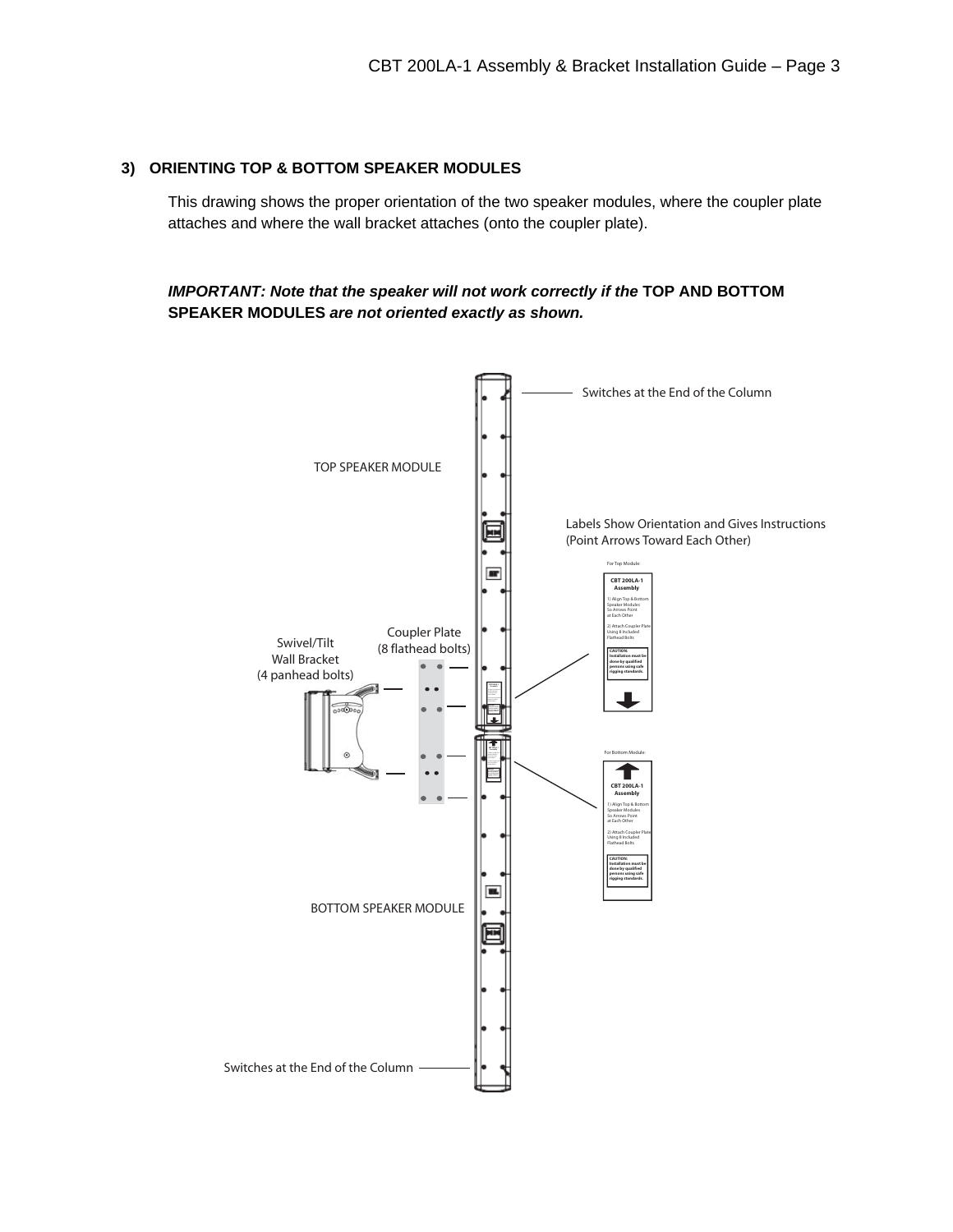## 3) ORIENTING TOP & BOTTOM SPEAKER MODULES

This drawing shows the proper orientation of the two speaker modules, where the coupler plate attaches and where the wall bracket attaches (onto the coupler plate).

***IMPORTANT: Note that the speaker will not work correctly if the* TOP AND BOTTOM SPEAKER MODULES *are not oriented exactly as shown.***

Switches at the End of the Column

TOP SPEAKER MODULE

Labels Show Orientation and Gives Instructions (Point Arrows Toward Each Other)

For Top Module:

**CBT 200LA-1 Assembly**

1) Align Top & Bottom Speaker Modules So Arrows Point at Each Other

2) Attach Coupler Plate Using 8 Included Flathead Bolts

**CAUTION: Installation must be done by qualified persons using safe rigging standards.**

Swivel/Tilt Wall Bracket (4 panhead bolts)

Coupler Plate (8 flathead bolts)

For Bottom Module:

**CBT 200LA-1 Assembly**

1) Align Top & Bottom Speaker Modules So Arrows Point at Each Other

2) Attach Coupler Plate Using 8 Included Flathead Bolts

**CAUTION: Installation must be done by qualified persons using safe rigging standards.**

BOTTOM SPEAKER MODULE

Switches at the End of the Column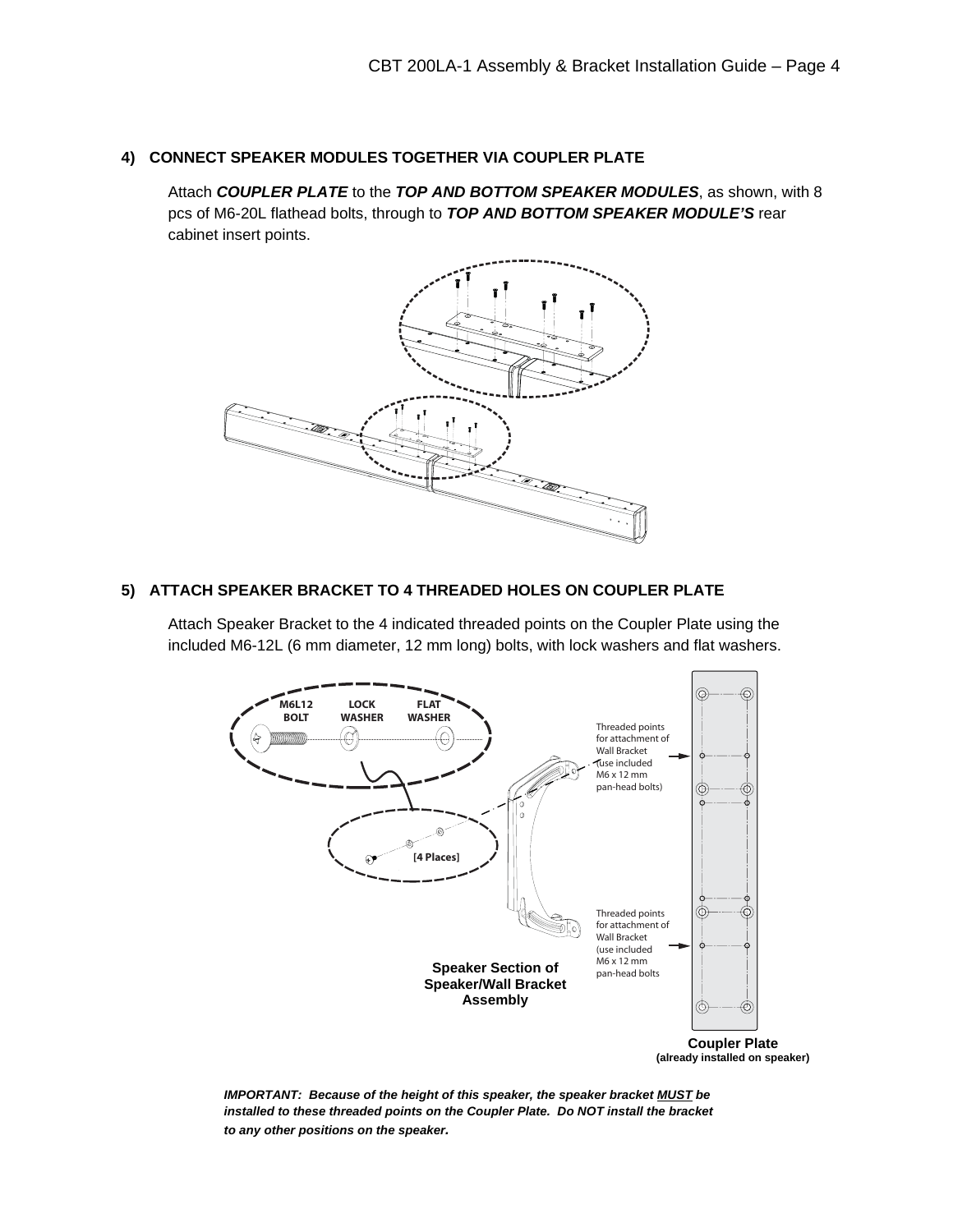## 4) CONNECT SPEAKER MODULES TOGETHER VIA COUPLER PLATE

Attach ***COUPLER PLATE*** to the ***TOP AND BOTTOM SPEAKER MODULES***, as shown, with 8 pcs of M6-20L flathead bolts, through to ***TOP AND BOTTOM SPEAKER MODULE'S*** rear cabinet insert points.

## 5) ATTACH SPEAKER BRACKET TO 4 THREADED HOLES ON COUPLER PLATE

Attach Speaker Bracket to the 4 indicated threaded points on the Coupler Plate using the included M6-12L (6 mm diameter, 12 mm long) bolts, with lock washers and flat washers.

M6L12 BOLT | LOCK WASHER | FLAT WASHER

[4 Places]

Threaded points for attachment of Wall Bracket (use included M6 x 12 mm pan-head bolts)

Threaded points for attachment of Wall Bracket (use included M6 x 12 mm pan-head bolts

**Speaker Section of Speaker/Wall Bracket Assembly**

**Coupler Plate**
**(already installed on speaker)**

***IMPORTANT: Because of the height of this speaker, the speaker bracket MUST be installed to these threaded points on the Coupler Plate. Do NOT install the bracket to any other positions on the speaker.***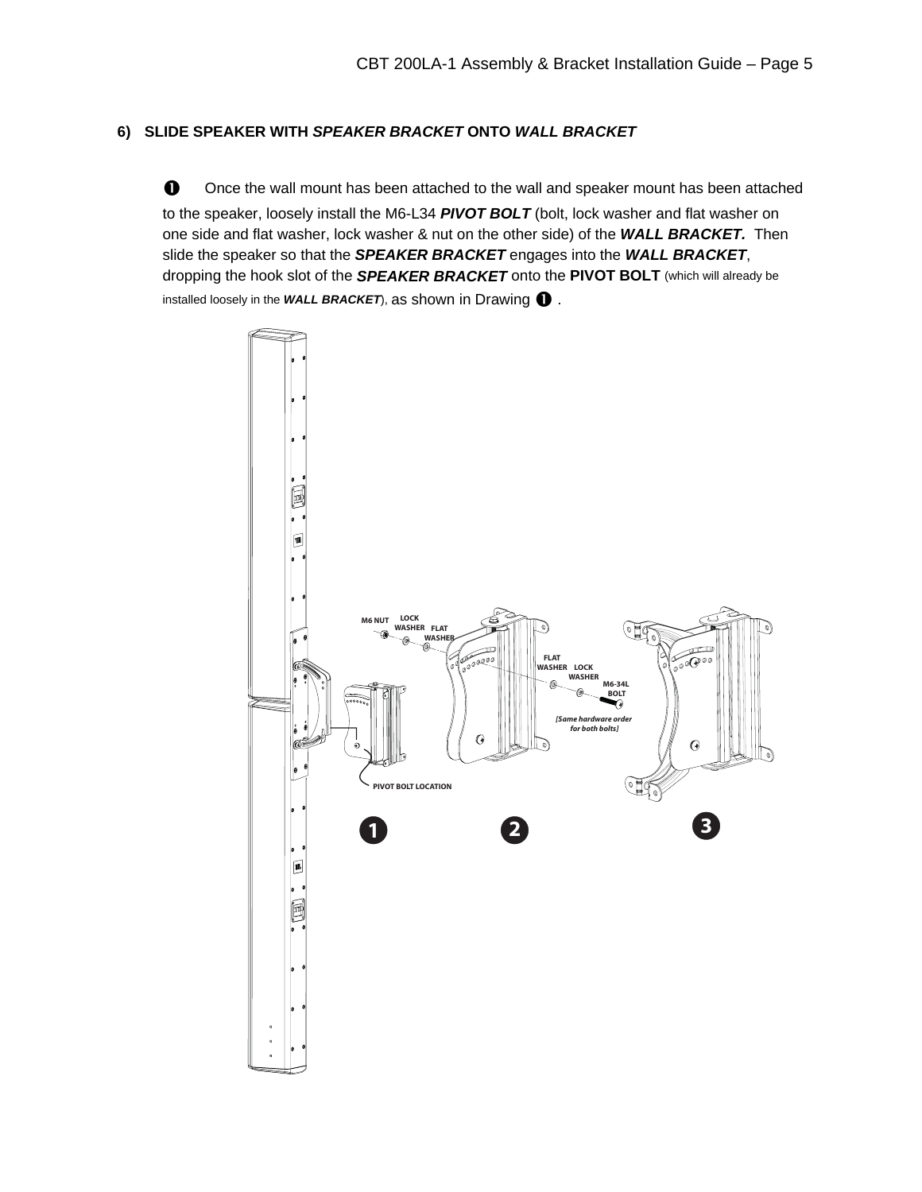## 6) SLIDE SPEAKER WITH *SPEAKER BRACKET* ONTO *WALL BRACKET*

➊ Once the wall mount has been attached to the wall and speaker mount has been attached to the speaker, loosely install the M6-L34 ***PIVOT BOLT*** (bolt, lock washer and flat washer on one side and flat washer, lock washer & nut on the other side) of the ***WALL BRACKET.*** Then slide the speaker so that the ***SPEAKER BRACKET*** engages into the ***WALL BRACKET***, dropping the hook slot of the ***SPEAKER BRACKET*** onto the **PIVOT BOLT** (which will already be installed loosely in the ***WALL BRACKET***), as shown in Drawing ➊ .

M6 NUT LOCK WASHER FLAT WASHER

FLAT WASHER LOCK WASHER M6-34L BOLT

*[Same hardware order for both bolts]*

PIVOT BOLT LOCATION

➊ ➋ ➌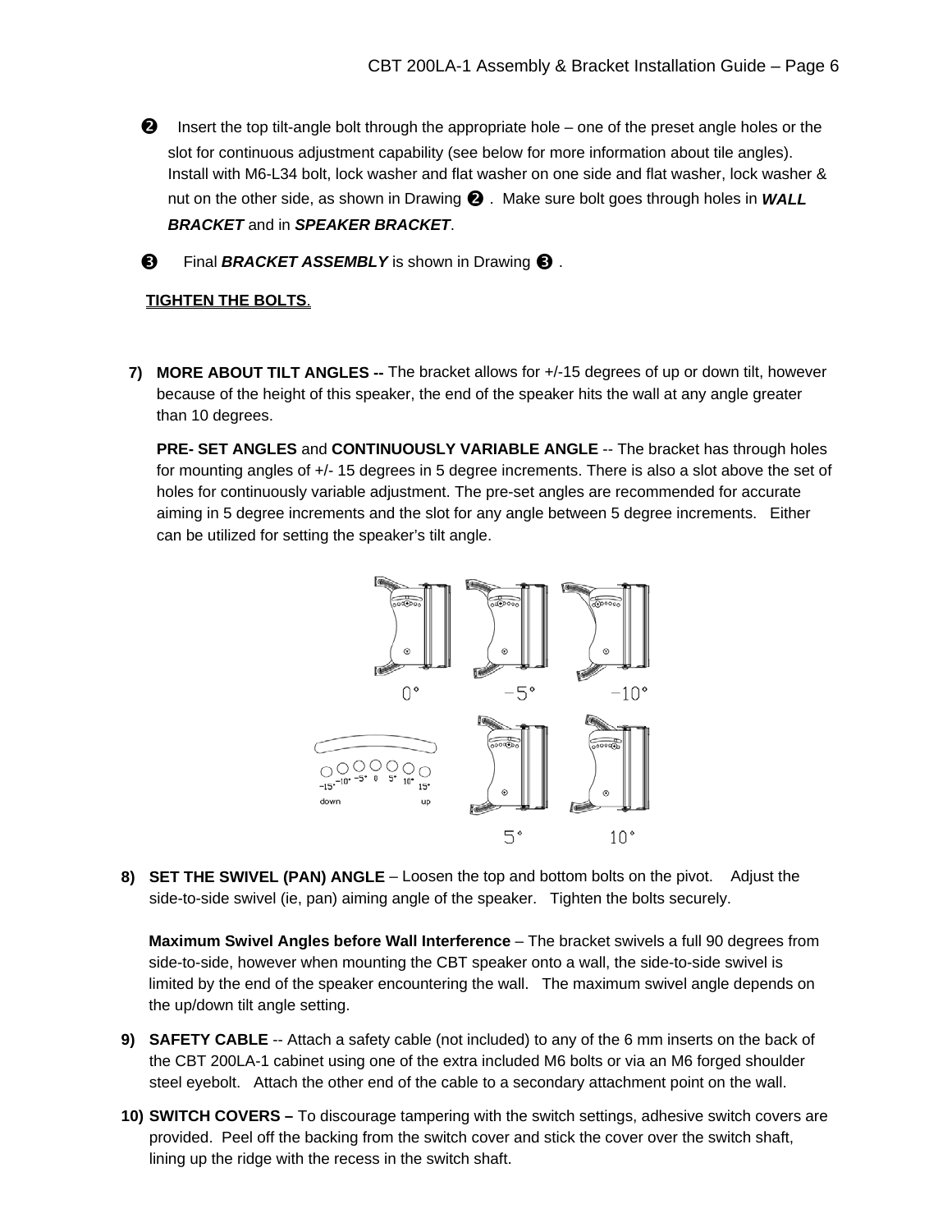❷ Insert the top tilt-angle bolt through the appropriate hole – one of the preset angle holes or the slot for continuous adjustment capability (see below for more information about tile angles). Install with M6-L34 bolt, lock washer and flat washer on one side and flat washer, lock washer & nut on the other side, as shown in Drawing ❷ . Make sure bolt goes through holes in ***WALL BRACKET*** and in ***SPEAKER BRACKET***.

❸ Final ***BRACKET ASSEMBLY*** is shown in Drawing ❸ .

**TIGHTEN THE BOLTS**.

7) **MORE ABOUT TILT ANGLES --** The bracket allows for +/-15 degrees of up or down tilt, however because of the height of this speaker, the end of the speaker hits the wall at any angle greater than 10 degrees.

   **PRE- SET ANGLES** and **CONTINUOUSLY VARIABLE ANGLE** -- The bracket has through holes for mounting angles of +/- 15 degrees in 5 degree increments. There is also a slot above the set of holes for continuously variable adjustment. The pre-set angles are recommended for accurate aiming in 5 degree increments and the slot for any angle between 5 degree increments. Either can be utilized for setting the speaker's tilt angle.

0° −5° −10°

−15° −10° −5° 0 5° 10° 15°
down up

5° 10°

8) **SET THE SWIVEL (PAN) ANGLE** – Loosen the top and bottom bolts on the pivot. Adjust the side-to-side swivel (ie, pan) aiming angle of the speaker. Tighten the bolts securely.

   **Maximum Swivel Angles before Wall Interference** – The bracket swivels a full 90 degrees from side-to-side, however when mounting the CBT speaker onto a wall, the side-to-side swivel is limited by the end of the speaker encountering the wall. The maximum swivel angle depends on the up/down tilt angle setting.

9) **SAFETY CABLE** -- Attach a safety cable (not included) to any of the 6 mm inserts on the back of the CBT 200LA-1 cabinet using one of the extra included M6 bolts or via an M6 forged shoulder steel eyebolt. Attach the other end of the cable to a secondary attachment point on the wall.

10) **SWITCH COVERS –** To discourage tampering with the switch settings, adhesive switch covers are provided. Peel off the backing from the switch cover and stick the cover over the switch shaft, lining up the ridge with the recess in the switch shaft.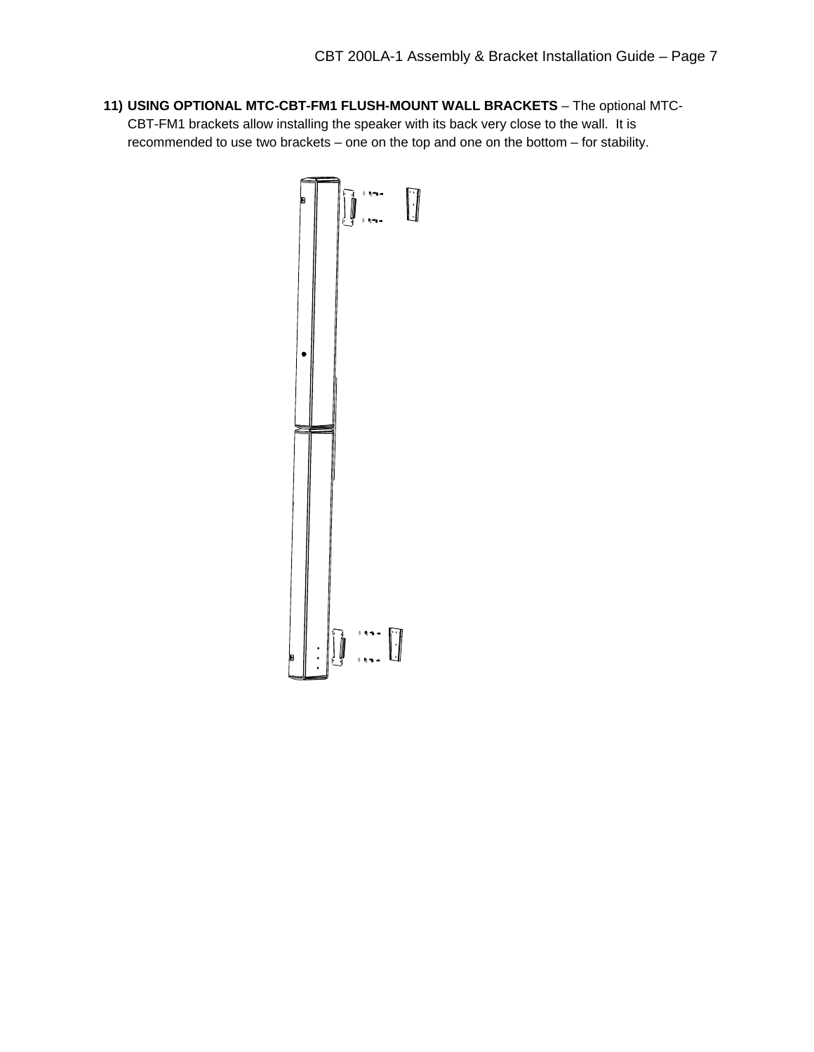11) **USING OPTIONAL MTC-CBT-FM1 FLUSH-MOUNT WALL BRACKETS** – The optional MTC-CBT-FM1 brackets allow installing the speaker with its back very close to the wall. It is recommended to use two brackets – one on the top and one on the bottom – for stability.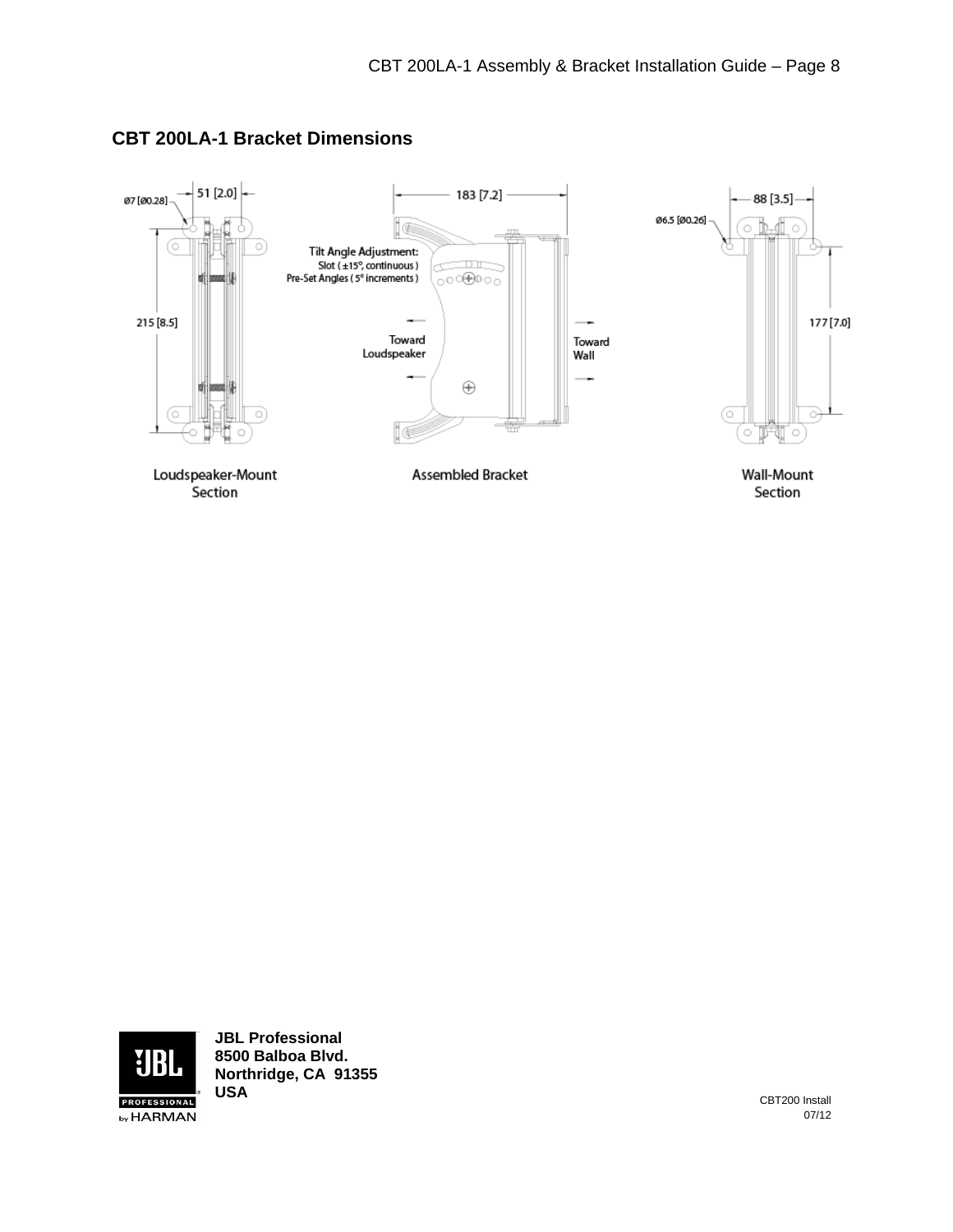## CBT 200LA-1 Bracket Dimensions

Ø7 [Ø0.28]

51 [2.0]

215 [8.5]

183 [7.2]

Tilt Angle Adjustment:
Slot ( ±15°, continuous )
Pre-Set Angles ( 5° increments )

Toward
Loudspeaker

Toward
Wall

Ø6.5 [Ø0.26]

88 [3.5]

177 [7.0]

Loudspeaker-Mount
Section

Assembled Bracket

Wall-Mount
Section

**JBL Professional**
**8500 Balboa Blvd.**
**Northridge, CA 91355**
**USA**

CBT200 Install
07/12